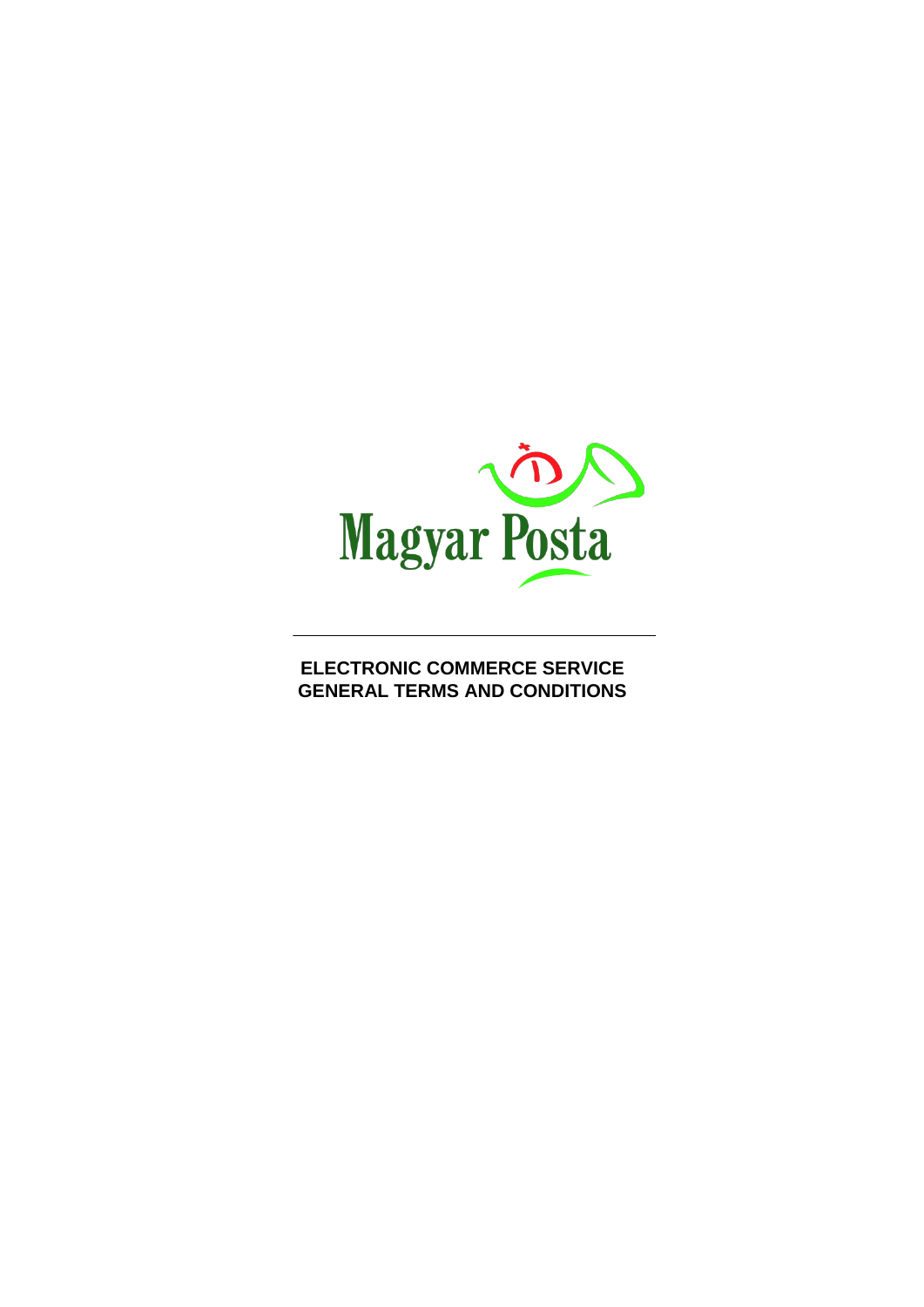Magyar Posta

# ELECTRONIC COMMERCE SERVICE GENERAL TERMS AND CONDITIONS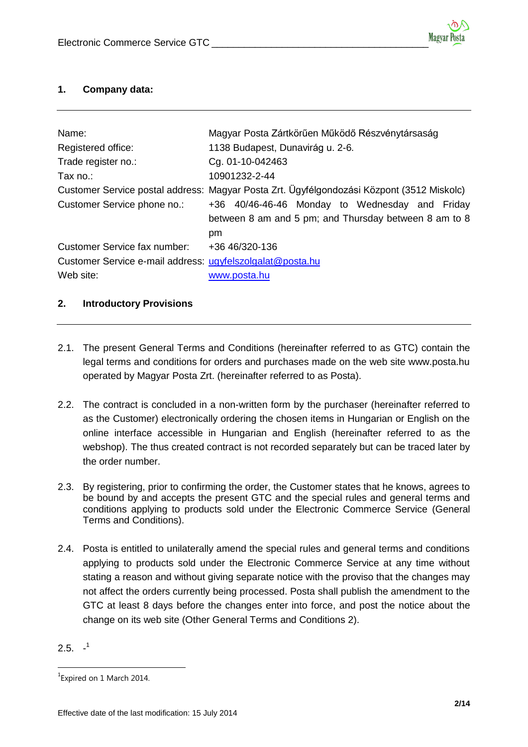## 1. Company data:

| | |
|---|---|
| Name: | Magyar Posta Zártkörűen Működő Részvénytársaság |
| Registered office: | 1138 Budapest, Dunavirág u. 2-6. |
| Trade register no.: | Cg. 01-10-042463 |
| Tax no.: | 10901232-2-44 |
| Customer Service postal address: | Magyar Posta Zrt. Ügyfélgondozási Központ (3512 Miskolc) |
| Customer Service phone no.: | +36 40/46-46-46 Monday to Wednesday and Friday between 8 am and 5 pm; and Thursday between 8 am to 8 pm |
| Customer Service fax number: | +36 46/320-136 |
| Customer Service e-mail address: | ugyfelszolgalat@posta.hu |
| Web site: | www.posta.hu |

## 2. Introductory Provisions

2.1. The present General Terms and Conditions (hereinafter referred to as GTC) contain the legal terms and conditions for orders and purchases made on the web site www.posta.hu operated by Magyar Posta Zrt. (hereinafter referred to as Posta).

2.2. The contract is concluded in a non-written form by the purchaser (hereinafter referred to as the Customer) electronically ordering the chosen items in Hungarian or English on the online interface accessible in Hungarian and English (hereinafter referred to as the webshop). The thus created contract is not recorded separately but can be traced later by the order number.

2.3. By registering, prior to confirming the order, the Customer states that he knows, agrees to be bound by and accepts the present GTC and the special rules and general terms and conditions applying to products sold under the Electronic Commerce Service (General Terms and Conditions).

2.4. Posta is entitled to unilaterally amend the special rules and general terms and conditions applying to products sold under the Electronic Commerce Service at any time without stating a reason and without giving separate notice with the proviso that the changes may not affect the orders currently being processed. Posta shall publish the amendment to the GTC at least 8 days before the changes enter into force, and post the notice about the change on its web site (Other General Terms and Conditions 2).

2.5. -[1]

---

[1] Expired on 1 March 2014.

Effective date of the last modification: 15 July 2014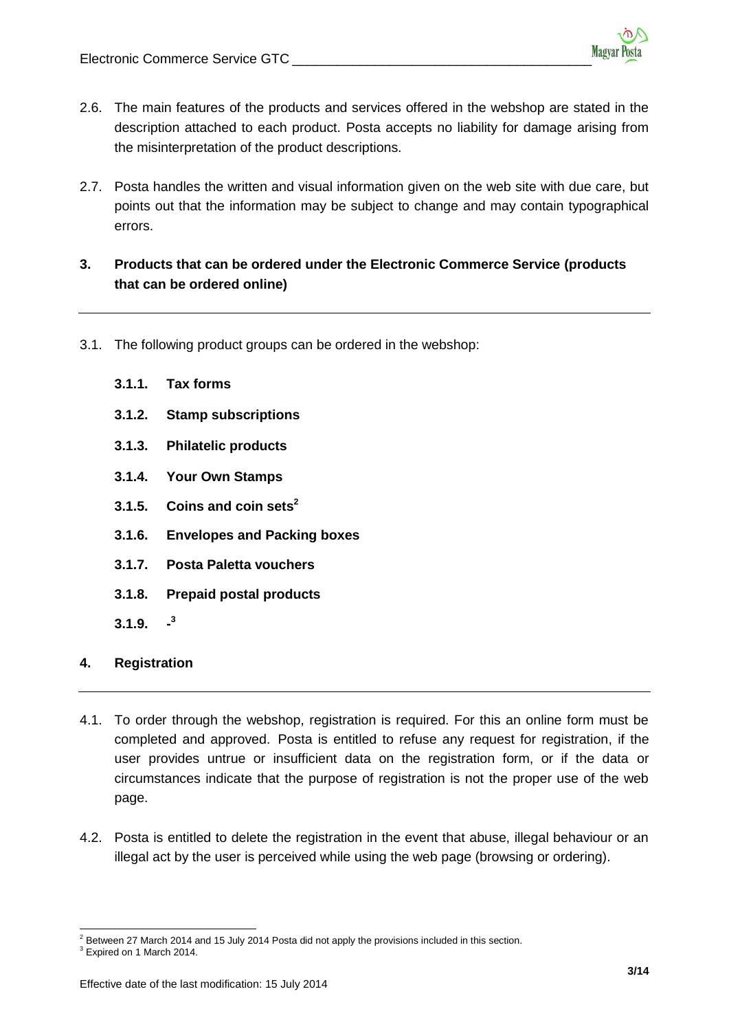2.6. The main features of the products and services offered in the webshop are stated in the description attached to each product. Posta accepts no liability for damage arising from the misinterpretation of the product descriptions.

2.7. Posta handles the written and visual information given on the web site with due care, but points out that the information may be subject to change and may contain typographical errors.

## 3. Products that can be ordered under the Electronic Commerce Service (products that can be ordered online)

3.1. The following product groups can be ordered in the webshop:

**3.1.1. Tax forms**

**3.1.2. Stamp subscriptions**

**3.1.3. Philatelic products**

**3.1.4. Your Own Stamps**

**3.1.5. Coins and coin sets**[2]

**3.1.6. Envelopes and Packing boxes**

**3.1.7. Posta Paletta vouchers**

**3.1.8. Prepaid postal products**

**3.1.9. -**[3]

## 4. Registration

4.1. To order through the webshop, registration is required. For this an online form must be completed and approved. Posta is entitled to refuse any request for registration, if the user provides untrue or insufficient data on the registration form, or if the data or circumstances indicate that the purpose of registration is not the proper use of the web page.

4.2. Posta is entitled to delete the registration in the event that abuse, illegal behaviour or an illegal act by the user is perceived while using the web page (browsing or ordering).

[2] Between 27 March 2014 and 15 July 2014 Posta did not apply the provisions included in this section.

[3] Expired on 1 March 2014.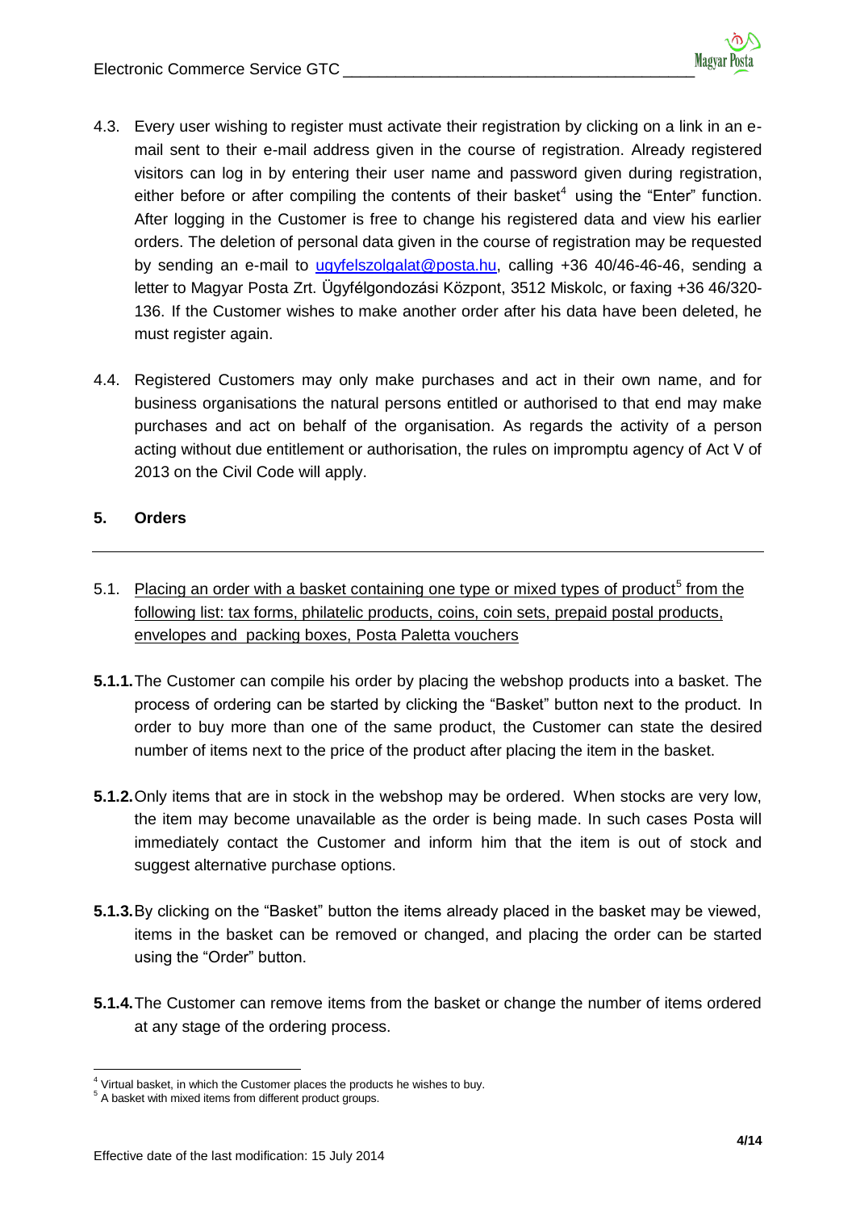4.3. Every user wishing to register must activate their registration by clicking on a link in an e-mail sent to their e-mail address given in the course of registration. Already registered visitors can log in by entering their user name and password given during registration, either before or after compiling the contents of their basket[4] using the "Enter" function. After logging in the Customer is free to change his registered data and view his earlier orders. The deletion of personal data given in the course of registration may be requested by sending an e-mail to ugyfelszolgalat@posta.hu, calling +36 40/46-46-46, sending a letter to Magyar Posta Zrt. Ügyfélgondozási Központ, 3512 Miskolc, or faxing +36 46/320-136. If the Customer wishes to make another order after his data have been deleted, he must register again.

4.4. Registered Customers may only make purchases and act in their own name, and for business organisations the natural persons entitled or authorised to that end may make purchases and act on behalf of the organisation. As regards the activity of a person acting without due entitlement or authorisation, the rules on impromptu agency of Act V of 2013 on the Civil Code will apply.

## 5. Orders

5.1. Placing an order with a basket containing one type or mixed types of product[5] from the following list: tax forms, philatelic products, coins, coin sets, prepaid postal products, envelopes and packing boxes, Posta Paletta vouchers

**5.1.1.** The Customer can compile his order by placing the webshop products into a basket. The process of ordering can be started by clicking the "Basket" button next to the product. In order to buy more than one of the same product, the Customer can state the desired number of items next to the price of the product after placing the item in the basket.

**5.1.2.** Only items that are in stock in the webshop may be ordered. When stocks are very low, the item may become unavailable as the order is being made. In such cases Posta will immediately contact the Customer and inform him that the item is out of stock and suggest alternative purchase options.

**5.1.3.** By clicking on the "Basket" button the items already placed in the basket may be viewed, items in the basket can be removed or changed, and placing the order can be started using the "Order" button.

**5.1.4.** The Customer can remove items from the basket or change the number of items ordered at any stage of the ordering process.

---

[4] Virtual basket, in which the Customer places the products he wishes to buy.

[5] A basket with mixed items from different product groups.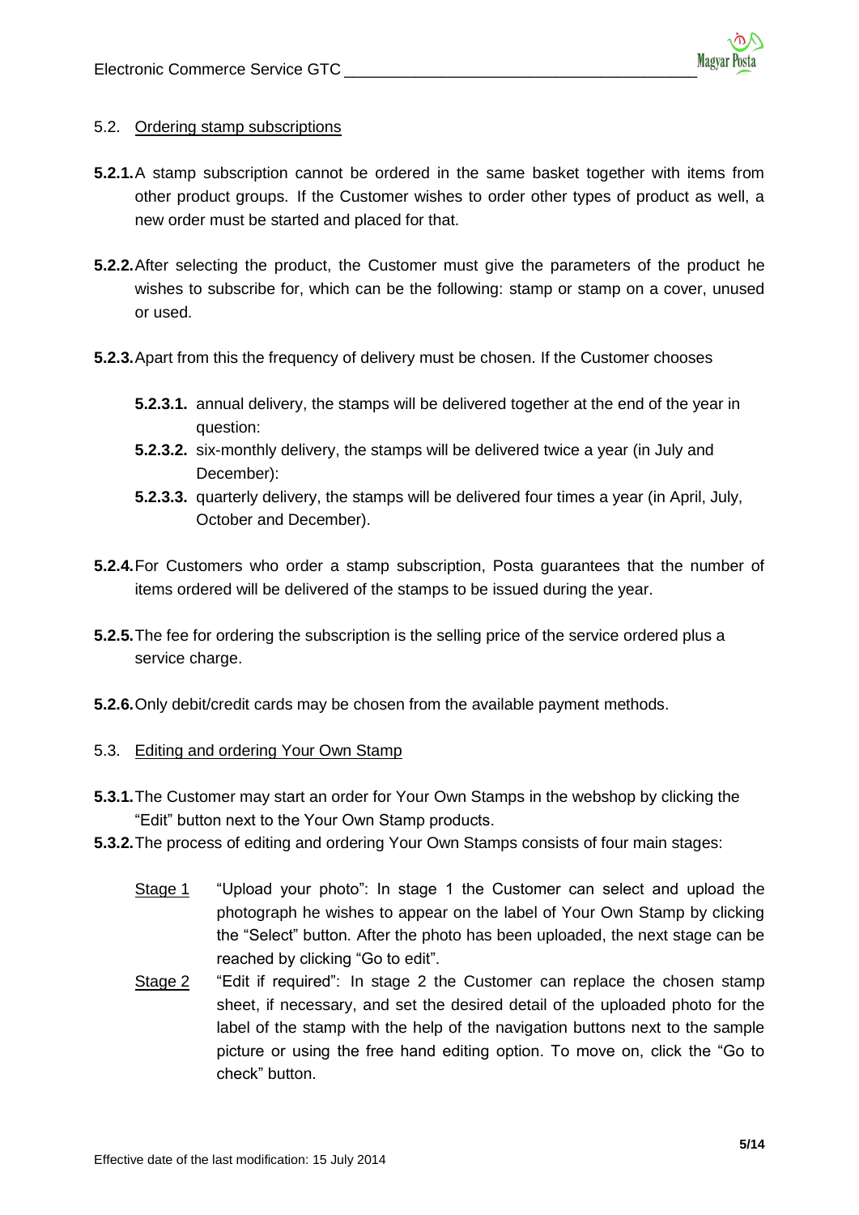## 5.2. Ordering stamp subscriptions

**5.2.1.** A stamp subscription cannot be ordered in the same basket together with items from other product groups. If the Customer wishes to order other types of product as well, a new order must be started and placed for that.

**5.2.2.** After selecting the product, the Customer must give the parameters of the product he wishes to subscribe for, which can be the following: stamp or stamp on a cover, unused or used.

**5.2.3.** Apart from this the frequency of delivery must be chosen. If the Customer chooses

- **5.2.3.1.** annual delivery, the stamps will be delivered together at the end of the year in question:
- **5.2.3.2.** six-monthly delivery, the stamps will be delivered twice a year (in July and December):
- **5.2.3.3.** quarterly delivery, the stamps will be delivered four times a year (in April, July, October and December).

**5.2.4.** For Customers who order a stamp subscription, Posta guarantees that the number of items ordered will be delivered of the stamps to be issued during the year.

**5.2.5.** The fee for ordering the subscription is the selling price of the service ordered plus a service charge.

**5.2.6.** Only debit/credit cards may be chosen from the available payment methods.

## 5.3. Editing and ordering Your Own Stamp

**5.3.1.** The Customer may start an order for Your Own Stamps in the webshop by clicking the "Edit" button next to the Your Own Stamp products.

**5.3.2.** The process of editing and ordering Your Own Stamps consists of four main stages:

Stage 1 "Upload your photo": In stage 1 the Customer can select and upload the photograph he wishes to appear on the label of Your Own Stamp by clicking the "Select" button. After the photo has been uploaded, the next stage can be reached by clicking "Go to edit".

Stage 2 "Edit if required": In stage 2 the Customer can replace the chosen stamp sheet, if necessary, and set the desired detail of the uploaded photo for the label of the stamp with the help of the navigation buttons next to the sample picture or using the free hand editing option. To move on, click the "Go to check" button.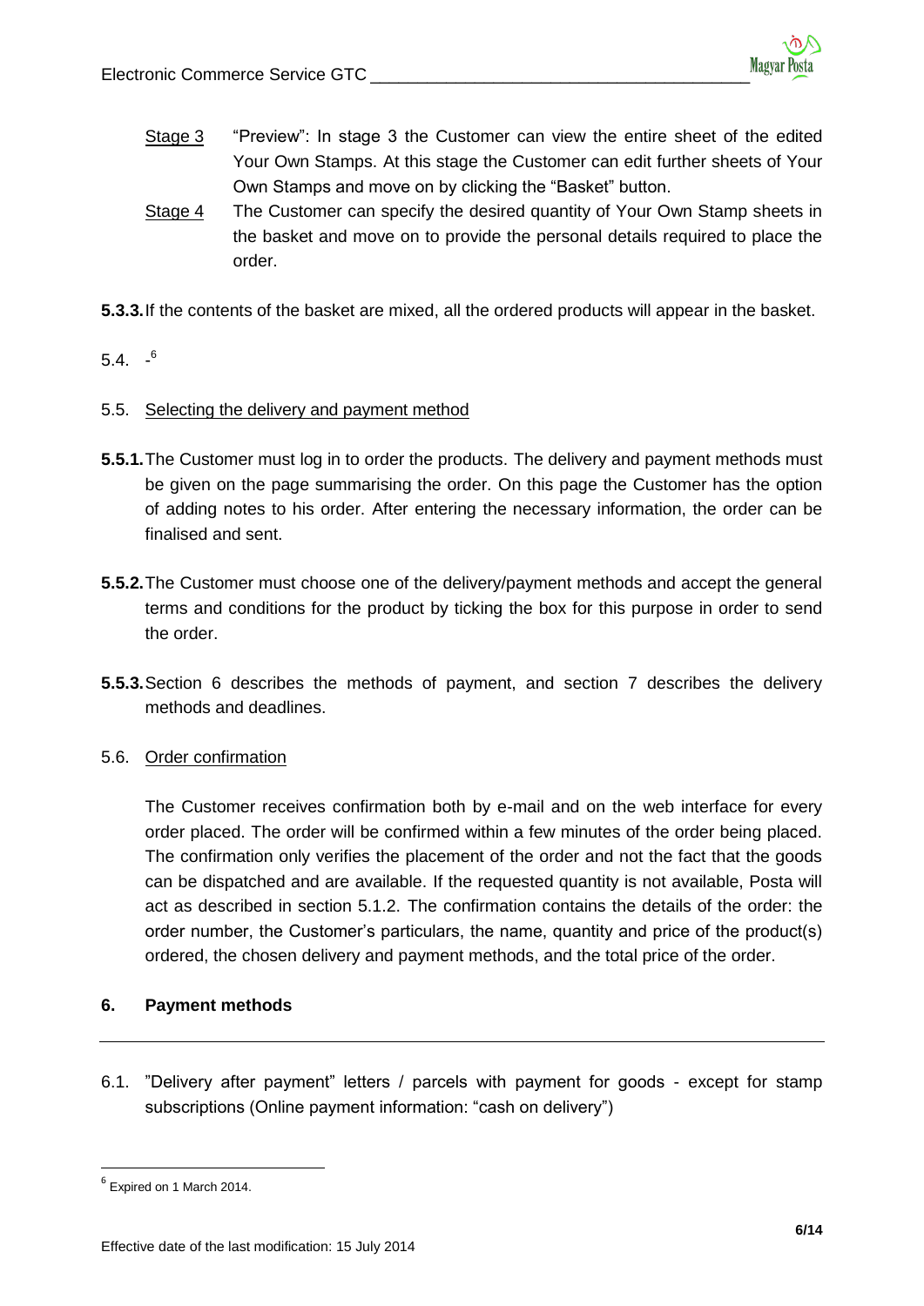Stage 3 "Preview": In stage 3 the Customer can view the entire sheet of the edited Your Own Stamps. At this stage the Customer can edit further sheets of Your Own Stamps and move on by clicking the "Basket" button.

Stage 4 The Customer can specify the desired quantity of Your Own Stamp sheets in the basket and move on to provide the personal details required to place the order.

**5.3.3.** If the contents of the basket are mixed, all the ordered products will appear in the basket.

5.4. -[6]

5.5. Selecting the delivery and payment method

**5.5.1.** The Customer must log in to order the products. The delivery and payment methods must be given on the page summarising the order. On this page the Customer has the option of adding notes to his order. After entering the necessary information, the order can be finalised and sent.

**5.5.2.** The Customer must choose one of the delivery/payment methods and accept the general terms and conditions for the product by ticking the box for this purpose in order to send the order.

**5.5.3.** Section 6 describes the methods of payment, and section 7 describes the delivery methods and deadlines.

5.6. Order confirmation

The Customer receives confirmation both by e-mail and on the web interface for every order placed. The order will be confirmed within a few minutes of the order being placed. The confirmation only verifies the placement of the order and not the fact that the goods can be dispatched and are available. If the requested quantity is not available, Posta will act as described in section 5.1.2. The confirmation contains the details of the order: the order number, the Customer's particulars, the name, quantity and price of the product(s) ordered, the chosen delivery and payment methods, and the total price of the order.

## 6. Payment methods

6.1. "Delivery after payment" letters / parcels with payment for goods - except for stamp subscriptions (Online payment information: "cash on delivery")

---

[6] Expired on 1 March 2014.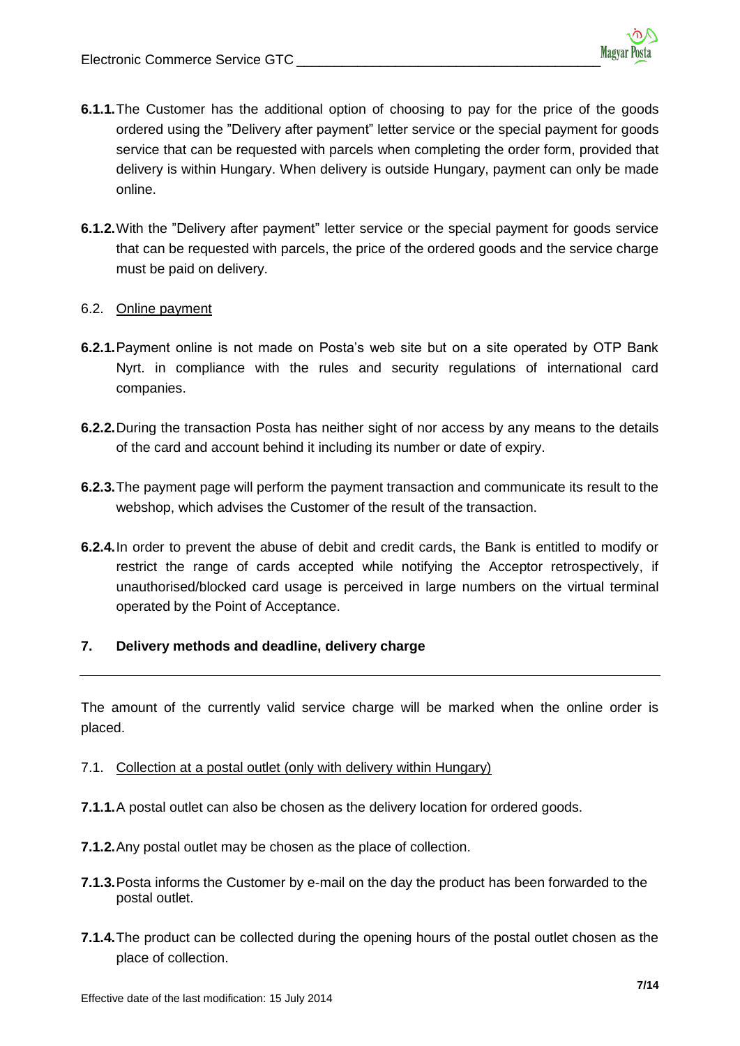**6.1.1.** The Customer has the additional option of choosing to pay for the price of the goods ordered using the "Delivery after payment" letter service or the special payment for goods service that can be requested with parcels when completing the order form, provided that delivery is within Hungary. When delivery is outside Hungary, payment can only be made online.

**6.1.2.** With the "Delivery after payment" letter service or the special payment for goods service that can be requested with parcels, the price of the ordered goods and the service charge must be paid on delivery.

6.2. Online payment

**6.2.1.** Payment online is not made on Posta's web site but on a site operated by OTP Bank Nyrt. in compliance with the rules and security regulations of international card companies.

**6.2.2.** During the transaction Posta has neither sight of nor access by any means to the details of the card and account behind it including its number or date of expiry.

**6.2.3.** The payment page will perform the payment transaction and communicate its result to the webshop, which advises the Customer of the result of the transaction.

**6.2.4.** In order to prevent the abuse of debit and credit cards, the Bank is entitled to modify or restrict the range of cards accepted while notifying the Acceptor retrospectively, if unauthorised/blocked card usage is perceived in large numbers on the virtual terminal operated by the Point of Acceptance.

## 7. Delivery methods and deadline, delivery charge

The amount of the currently valid service charge will be marked when the online order is placed.

7.1. Collection at a postal outlet (only with delivery within Hungary)

**7.1.1.** A postal outlet can also be chosen as the delivery location for ordered goods.

**7.1.2.** Any postal outlet may be chosen as the place of collection.

**7.1.3.** Posta informs the Customer by e-mail on the day the product has been forwarded to the postal outlet.

**7.1.4.** The product can be collected during the opening hours of the postal outlet chosen as the place of collection.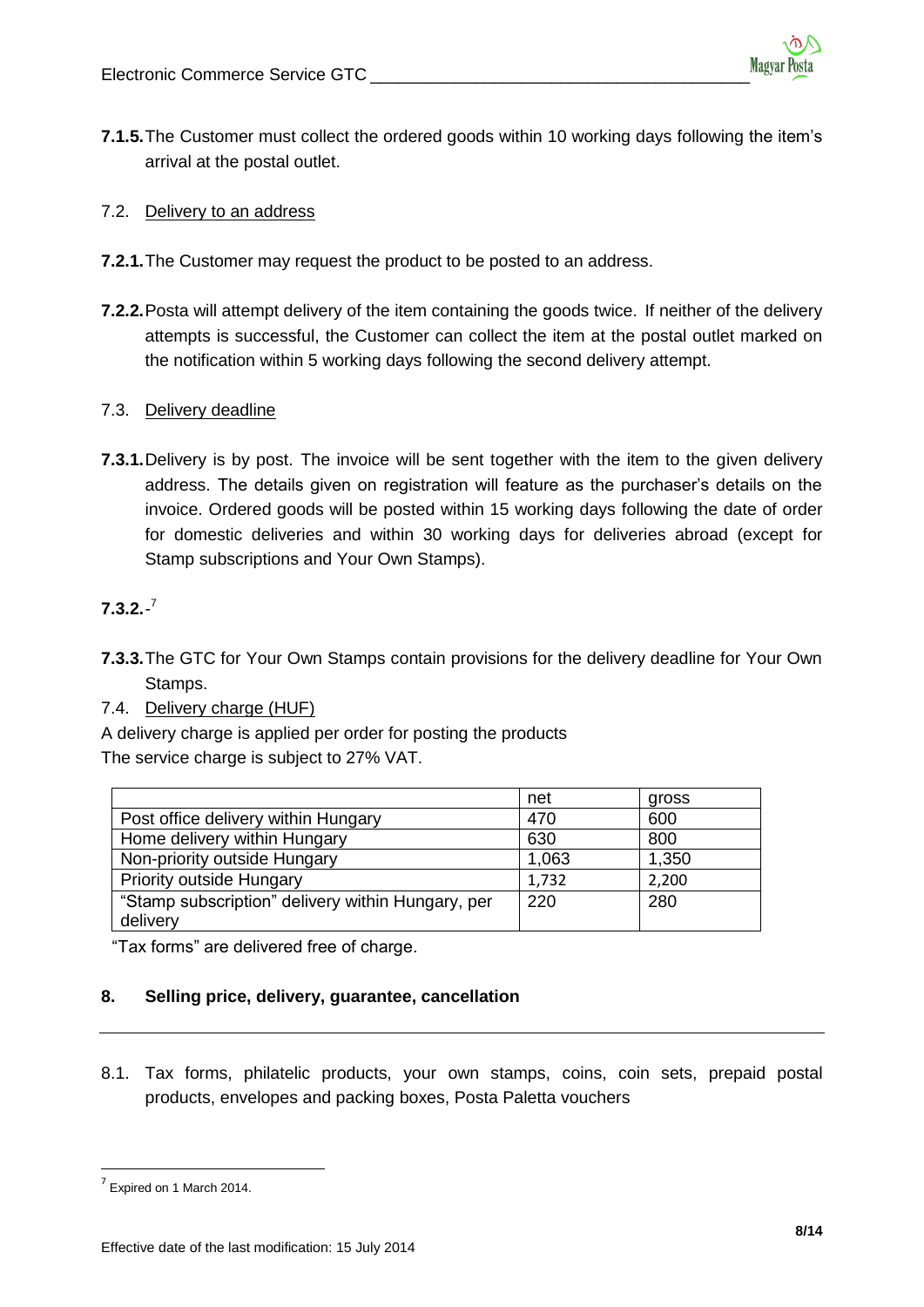**7.1.5.** The Customer must collect the ordered goods within 10 working days following the item's arrival at the postal outlet.

7.2. Delivery to an address

**7.2.1.** The Customer may request the product to be posted to an address.

**7.2.2.** Posta will attempt delivery of the item containing the goods twice. If neither of the delivery attempts is successful, the Customer can collect the item at the postal outlet marked on the notification within 5 working days following the second delivery attempt.

7.3. Delivery deadline

**7.3.1.** Delivery is by post. The invoice will be sent together with the item to the given delivery address. The details given on registration will feature as the purchaser's details on the invoice. Ordered goods will be posted within 15 working days following the date of order for domestic deliveries and within 30 working days for deliveries abroad (except for Stamp subscriptions and Your Own Stamps).

**7.3.2.** -[7]

**7.3.3.** The GTC for Your Own Stamps contain provisions for the delivery deadline for Your Own Stamps.

7.4. Delivery charge (HUF)

A delivery charge is applied per order for posting the products

The service charge is subject to 27% VAT.

| | net | gross |
|---|---|---|
| Post office delivery within Hungary | 470 | 600 |
| Home delivery within Hungary | 630 | 800 |
| Non-priority outside Hungary | 1,063 | 1,350 |
| Priority outside Hungary | 1,732 | 2,200 |
| "Stamp subscription" delivery within Hungary, per delivery | 220 | 280 |

"Tax forms" are delivered free of charge.

## 8. Selling price, delivery, guarantee, cancellation

8.1. Tax forms, philatelic products, your own stamps, coins, coin sets, prepaid postal products, envelopes and packing boxes, Posta Paletta vouchers

[7] Expired on 1 March 2014.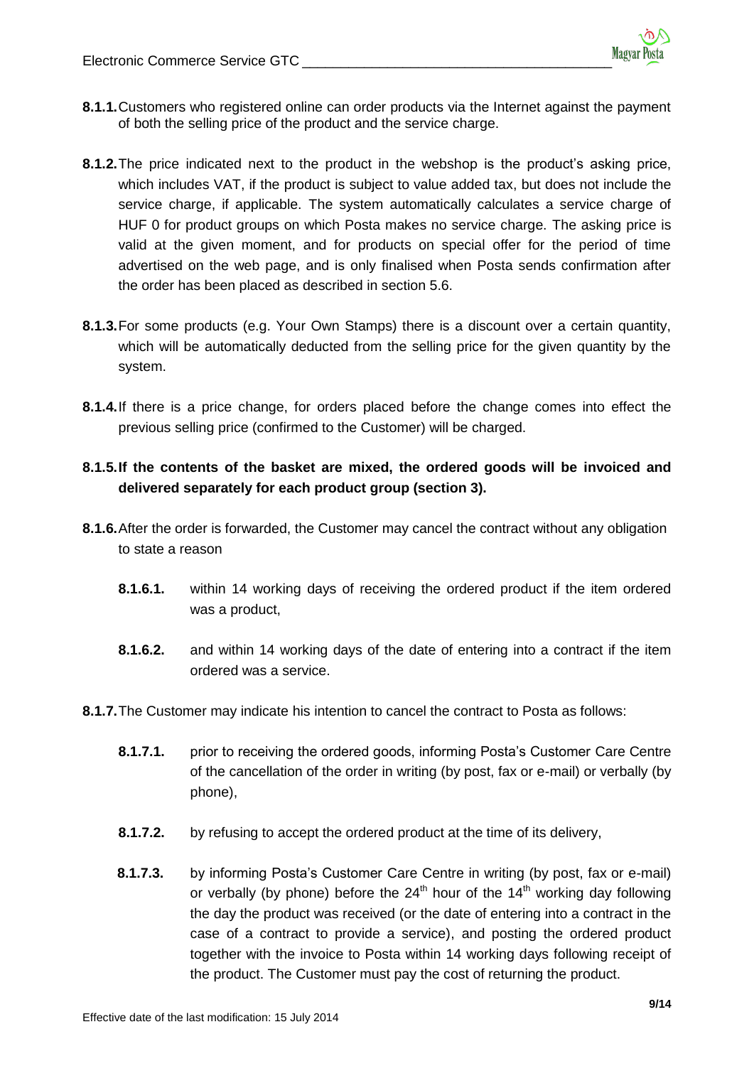**8.1.1.** Customers who registered online can order products via the Internet against the payment of both the selling price of the product and the service charge.

**8.1.2.** The price indicated next to the product in the webshop is the product's asking price, which includes VAT, if the product is subject to value added tax, but does not include the service charge, if applicable. The system automatically calculates a service charge of HUF 0 for product groups on which Posta makes no service charge. The asking price is valid at the given moment, and for products on special offer for the period of time advertised on the web page, and is only finalised when Posta sends confirmation after the order has been placed as described in section 5.6.

**8.1.3.** For some products (e.g. Your Own Stamps) there is a discount over a certain quantity, which will be automatically deducted from the selling price for the given quantity by the system.

**8.1.4.** If there is a price change, for orders placed before the change comes into effect the previous selling price (confirmed to the Customer) will be charged.

**8.1.5. If the contents of the basket are mixed, the ordered goods will be invoiced and delivered separately for each product group (section 3).**

**8.1.6.** After the order is forwarded, the Customer may cancel the contract without any obligation to state a reason

- **8.1.6.1.** within 14 working days of receiving the ordered product if the item ordered was a product,

- **8.1.6.2.** and within 14 working days of the date of entering into a contract if the item ordered was a service.

**8.1.7.** The Customer may indicate his intention to cancel the contract to Posta as follows:

- **8.1.7.1.** prior to receiving the ordered goods, informing Posta's Customer Care Centre of the cancellation of the order in writing (by post, fax or e-mail) or verbally (by phone),

- **8.1.7.2.** by refusing to accept the ordered product at the time of its delivery,

- **8.1.7.3.** by informing Posta's Customer Care Centre in writing (by post, fax or e-mail) or verbally (by phone) before the 24th hour of the 14th working day following the day the product was received (or the date of entering into a contract in the case of a contract to provide a service), and posting the ordered product together with the invoice to Posta within 14 working days following receipt of the product. The Customer must pay the cost of returning the product.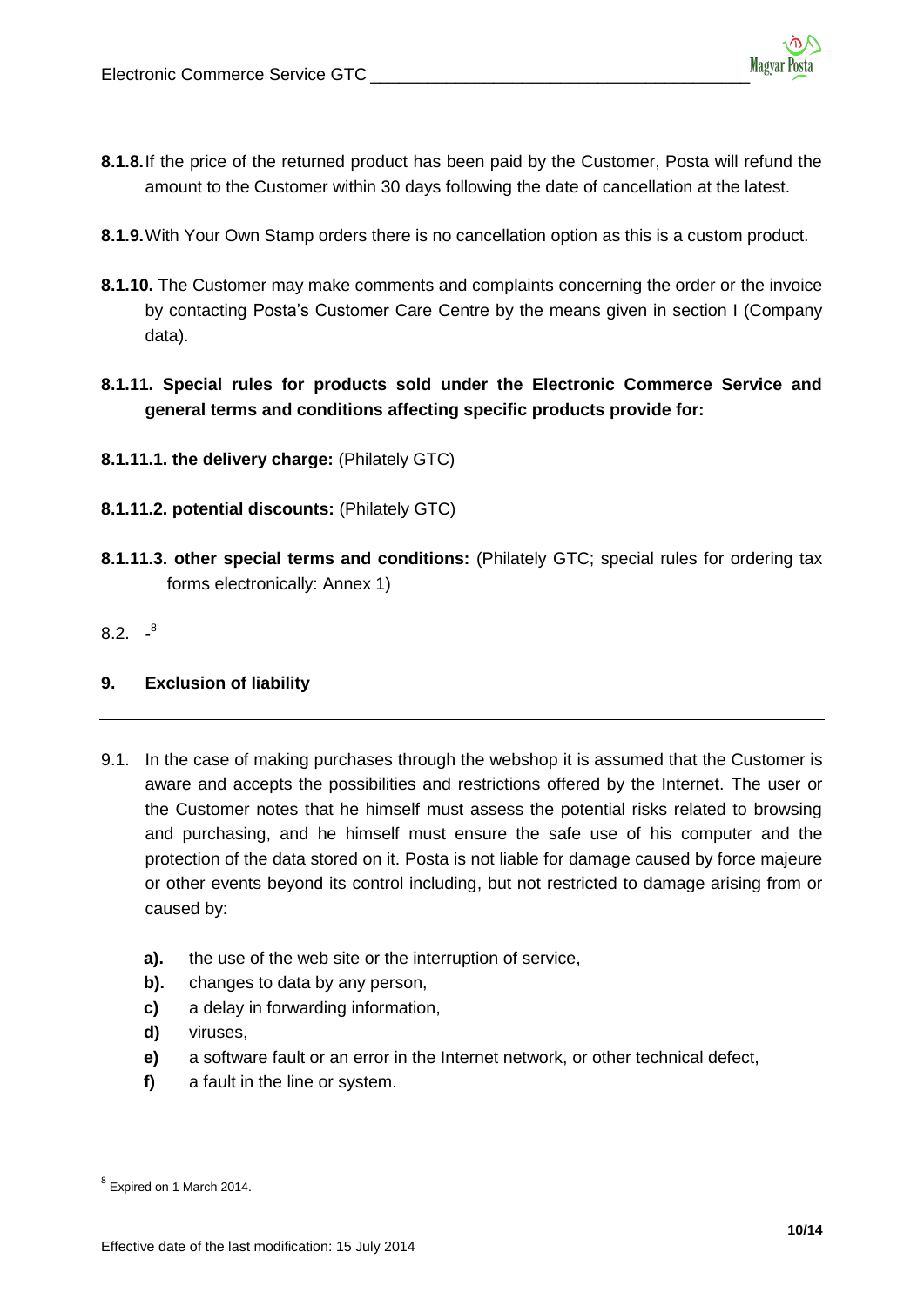**8.1.8.** If the price of the returned product has been paid by the Customer, Posta will refund the amount to the Customer within 30 days following the date of cancellation at the latest.

**8.1.9.** With Your Own Stamp orders there is no cancellation option as this is a custom product.

**8.1.10.** The Customer may make comments and complaints concerning the order or the invoice by contacting Posta's Customer Care Centre by the means given in section I (Company data).

**8.1.11. Special rules for products sold under the Electronic Commerce Service and general terms and conditions affecting specific products provide for:**

**8.1.11.1. the delivery charge:** (Philately GTC)

**8.1.11.2. potential discounts:** (Philately GTC)

**8.1.11.3. other special terms and conditions:** (Philately GTC; special rules for ordering tax forms electronically: Annex 1)

8.2. -[8]

## 9. Exclusion of liability

9.1. In the case of making purchases through the webshop it is assumed that the Customer is aware and accepts the possibilities and restrictions offered by the Internet. The user or the Customer notes that he himself must assess the potential risks related to browsing and purchasing, and he himself must ensure the safe use of his computer and the protection of the data stored on it. Posta is not liable for damage caused by force majeure or other events beyond its control including, but not restricted to damage arising from or caused by:

- **a).** the use of the web site or the interruption of service,
- **b).** changes to data by any person,
- **c)** a delay in forwarding information,
- **d)** viruses,
- **e)** a software fault or an error in the Internet network, or other technical defect,
- **f)** a fault in the line or system.

[8] Expired on 1 March 2014.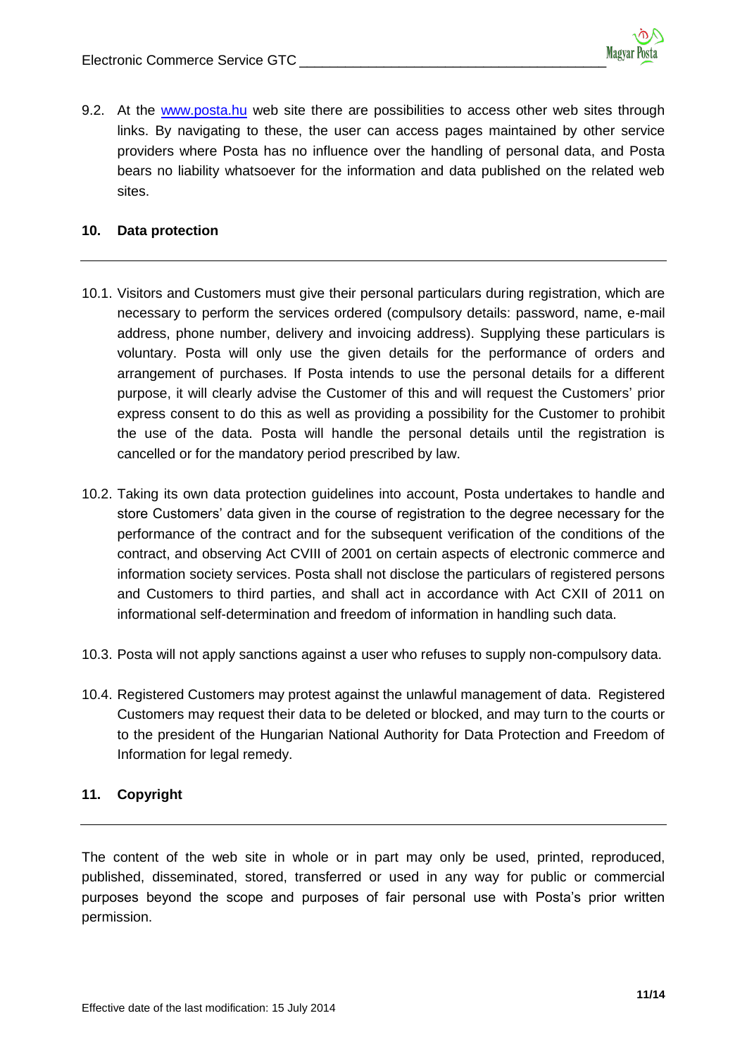9.2. At the www.posta.hu web site there are possibilities to access other web sites through links. By navigating to these, the user can access pages maintained by other service providers where Posta has no influence over the handling of personal data, and Posta bears no liability whatsoever for the information and data published on the related web sites.

## 10. Data protection

10.1. Visitors and Customers must give their personal particulars during registration, which are necessary to perform the services ordered (compulsory details: password, name, e-mail address, phone number, delivery and invoicing address). Supplying these particulars is voluntary. Posta will only use the given details for the performance of orders and arrangement of purchases. If Posta intends to use the personal details for a different purpose, it will clearly advise the Customer of this and will request the Customers' prior express consent to do this as well as providing a possibility for the Customer to prohibit the use of the data. Posta will handle the personal details until the registration is cancelled or for the mandatory period prescribed by law.

10.2. Taking its own data protection guidelines into account, Posta undertakes to handle and store Customers' data given in the course of registration to the degree necessary for the performance of the contract and for the subsequent verification of the conditions of the contract, and observing Act CVIII of 2001 on certain aspects of electronic commerce and information society services. Posta shall not disclose the particulars of registered persons and Customers to third parties, and shall act in accordance with Act CXII of 2011 on informational self-determination and freedom of information in handling such data.

10.3. Posta will not apply sanctions against a user who refuses to supply non-compulsory data.

10.4. Registered Customers may protest against the unlawful management of data. Registered Customers may request their data to be deleted or blocked, and may turn to the courts or to the president of the Hungarian National Authority for Data Protection and Freedom of Information for legal remedy.

## 11. Copyright

The content of the web site in whole or in part may only be used, printed, reproduced, published, disseminated, stored, transferred or used in any way for public or commercial purposes beyond the scope and purposes of fair personal use with Posta's prior written permission.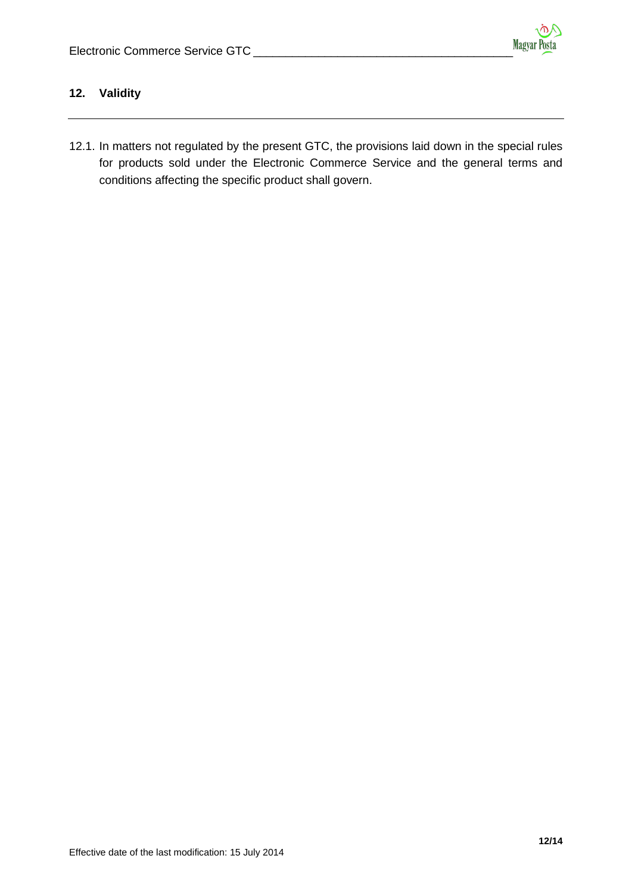## 12. Validity

12.1. In matters not regulated by the present GTC, the provisions laid down in the special rules for products sold under the Electronic Commerce Service and the general terms and conditions affecting the specific product shall govern.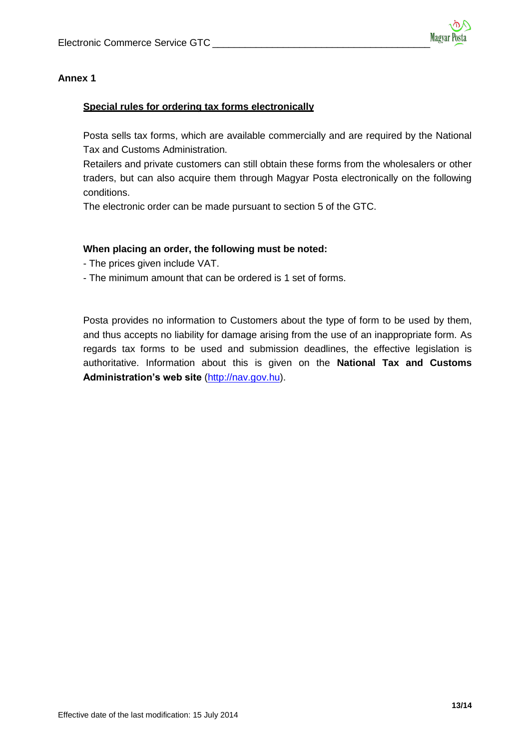# Annex 1

## Special rules for ordering tax forms electronically

Posta sells tax forms, which are available commercially and are required by the National Tax and Customs Administration.

Retailers and private customers can still obtain these forms from the wholesalers or other traders, but can also acquire them through Magyar Posta electronically on the following conditions.

The electronic order can be made pursuant to section 5 of the GTC.

**When placing an order, the following must be noted:**

- The prices given include VAT.
- The minimum amount that can be ordered is 1 set of forms.

Posta provides no information to Customers about the type of form to be used by them, and thus accepts no liability for damage arising from the use of an inappropriate form. As regards tax forms to be used and submission deadlines, the effective legislation is authoritative. Information about this is given on the **National Tax and Customs Administration's web site** (http://nav.gov.hu).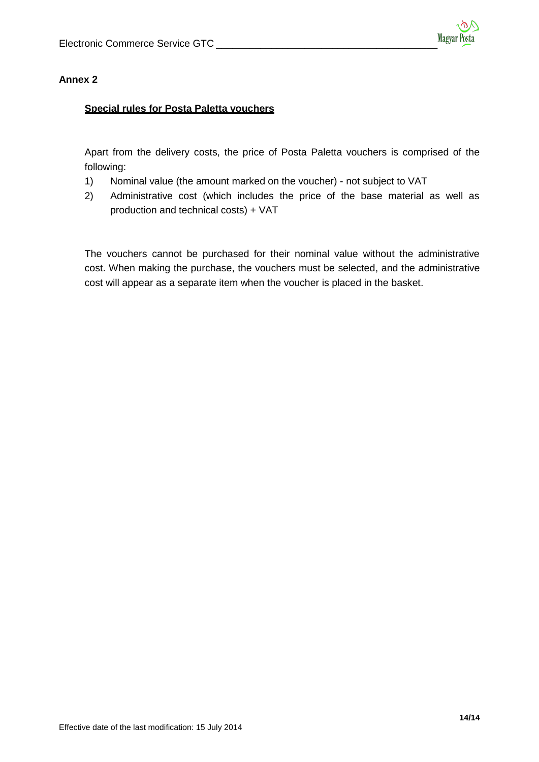## Annex 2

### Special rules for Posta Paletta vouchers

Apart from the delivery costs, the price of Posta Paletta vouchers is comprised of the following:

1) Nominal value (the amount marked on the voucher) - not subject to VAT
2) Administrative cost (which includes the price of the base material as well as production and technical costs) + VAT

The vouchers cannot be purchased for their nominal value without the administrative cost. When making the purchase, the vouchers must be selected, and the administrative cost will appear as a separate item when the voucher is placed in the basket.

Effective date of the last modification: 15 July 2014